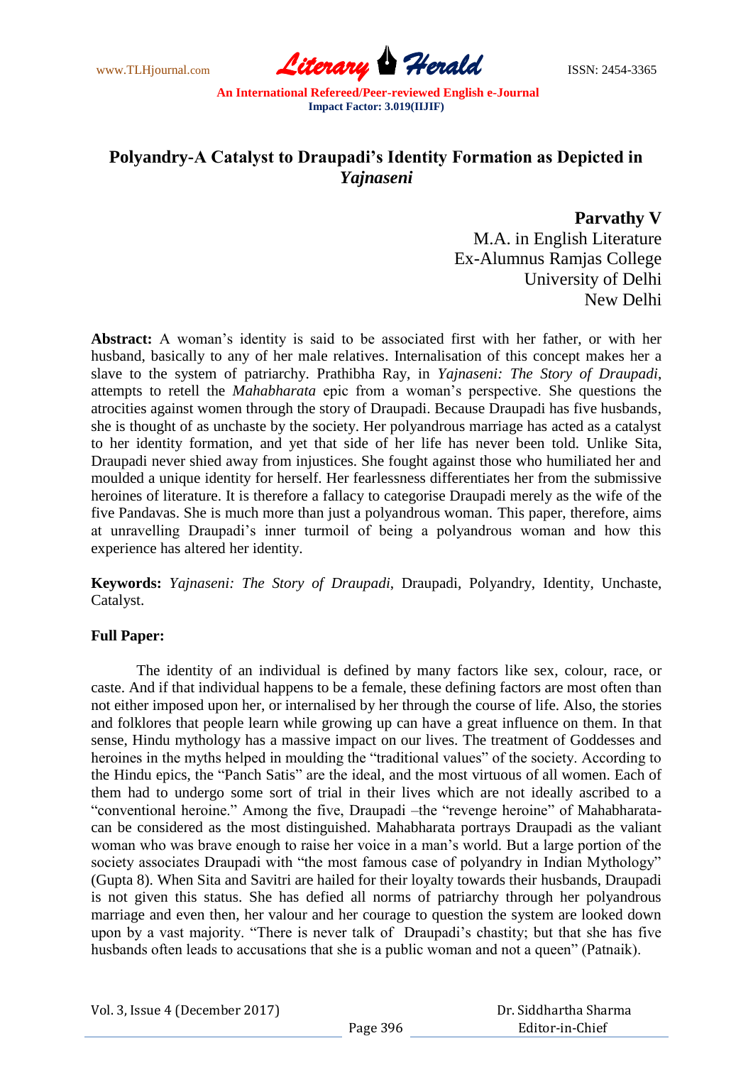# Polyandry-A Catalyst to Draupadi's Identity Formation as Depicted in *Yajnaseni*

**Parvathy V**
M.A. in English Literature
Ex-Alumnus Ramjas College
University of Delhi
New Delhi

**Abstract:** A woman's identity is said to be associated first with her father, or with her husband, basically to any of her male relatives. Internalisation of this concept makes her a slave to the system of patriarchy. Prathibha Ray, in *Yajnaseni: The Story of Draupadi*, attempts to retell the *Mahabharata* epic from a woman's perspective. She questions the atrocities against women through the story of Draupadi. Because Draupadi has five husbands, she is thought of as unchaste by the society. Her polyandrous marriage has acted as a catalyst to her identity formation, and yet that side of her life has never been told. Unlike Sita, Draupadi never shied away from injustices. She fought against those who humiliated her and moulded a unique identity for herself. Her fearlessness differentiates her from the submissive heroines of literature. It is therefore a fallacy to categorise Draupadi merely as the wife of the five Pandavas. She is much more than just a polyandrous woman. This paper, therefore, aims at unravelling Draupadi's inner turmoil of being a polyandrous woman and how this experience has altered her identity.

**Keywords:** *Yajnaseni: The Story of Draupadi*, Draupadi, Polyandry, Identity, Unchaste, Catalyst.

**Full Paper:**

The identity of an individual is defined by many factors like sex, colour, race, or caste. And if that individual happens to be a female, these defining factors are most often than not either imposed upon her, or internalised by her through the course of life. Also, the stories and folklores that people learn while growing up can have a great influence on them. In that sense, Hindu mythology has a massive impact on our lives. The treatment of Goddesses and heroines in the myths helped in moulding the "traditional values" of the society. According to the Hindu epics, the "Panch Satis" are the ideal, and the most virtuous of all women. Each of them had to undergo some sort of trial in their lives which are not ideally ascribed to a "conventional heroine." Among the five, Draupadi –the "revenge heroine" of Mahabharata- can be considered as the most distinguished. Mahabharata portrays Draupadi as the valiant woman who was brave enough to raise her voice in a man's world. But a large portion of the society associates Draupadi with "the most famous case of polyandry in Indian Mythology" (Gupta 8). When Sita and Savitri are hailed for their loyalty towards their husbands, Draupadi is not given this status. She has defied all norms of patriarchy through her polyandrous marriage and even then, her valour and her courage to question the system are looked down upon by a vast majority. "There is never talk of Draupadi's chastity; but that she has five husbands often leads to accusations that she is a public woman and not a queen" (Patnaik).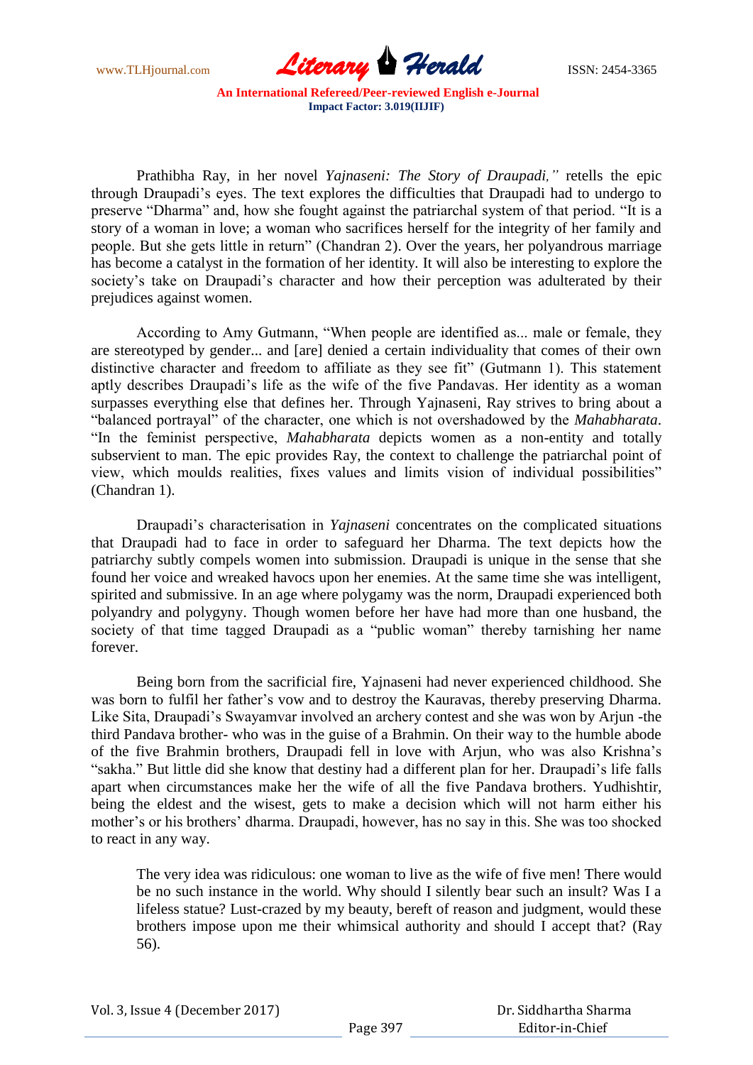Prathibha Ray, in her novel *Yajnaseni: The Story of Draupadi,"* retells the epic through Draupadi's eyes. The text explores the difficulties that Draupadi had to undergo to preserve "Dharma" and, how she fought against the patriarchal system of that period. "It is a story of a woman in love; a woman who sacrifices herself for the integrity of her family and people. But she gets little in return" (Chandran 2). Over the years, her polyandrous marriage has become a catalyst in the formation of her identity. It will also be interesting to explore the society's take on Draupadi's character and how their perception was adulterated by their prejudices against women.

According to Amy Gutmann, "When people are identified as... male or female, they are stereotyped by gender... and [are] denied a certain individuality that comes of their own distinctive character and freedom to affiliate as they see fit" (Gutmann 1). This statement aptly describes Draupadi's life as the wife of the five Pandavas. Her identity as a woman surpasses everything else that defines her. Through Yajnaseni, Ray strives to bring about a "balanced portrayal" of the character, one which is not overshadowed by the *Mahabharata*. "In the feminist perspective, *Mahabharata* depicts women as a non-entity and totally subservient to man. The epic provides Ray, the context to challenge the patriarchal point of view, which moulds realities, fixes values and limits vision of individual possibilities" (Chandran 1).

Draupadi's characterisation in *Yajnaseni* concentrates on the complicated situations that Draupadi had to face in order to safeguard her Dharma. The text depicts how the patriarchy subtly compels women into submission. Draupadi is unique in the sense that she found her voice and wreaked havocs upon her enemies. At the same time she was intelligent, spirited and submissive. In an age where polygamy was the norm, Draupadi experienced both polyandry and polygyny. Though women before her have had more than one husband, the society of that time tagged Draupadi as a "public woman" thereby tarnishing her name forever.

Being born from the sacrificial fire, Yajnaseni had never experienced childhood. She was born to fulfil her father's vow and to destroy the Kauravas, thereby preserving Dharma. Like Sita, Draupadi's Swayamvar involved an archery contest and she was won by Arjun -the third Pandava brother- who was in the guise of a Brahmin. On their way to the humble abode of the five Brahmin brothers, Draupadi fell in love with Arjun, who was also Krishna's "sakha." But little did she know that destiny had a different plan for her. Draupadi's life falls apart when circumstances make her the wife of all the five Pandava brothers. Yudhishtir, being the eldest and the wisest, gets to make a decision which will not harm either his mother's or his brothers' dharma. Draupadi, however, has no say in this. She was too shocked to react in any way.

> The very idea was ridiculous: one woman to live as the wife of five men! There would be no such instance in the world. Why should I silently bear such an insult? Was I a lifeless statue? Lust-crazed by my beauty, bereft of reason and judgment, would these brothers impose upon me their whimsical authority and should I accept that? (Ray 56).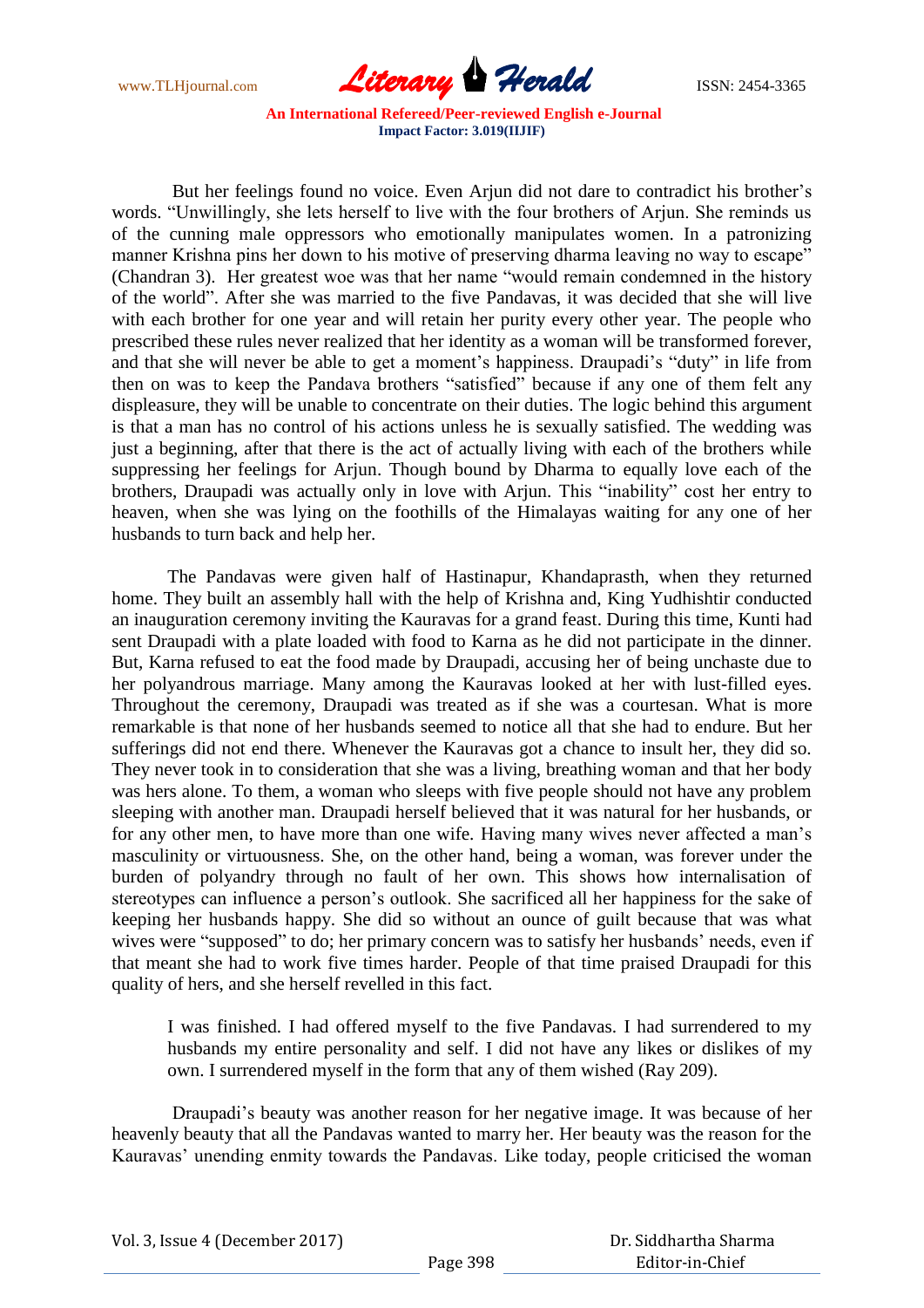But her feelings found no voice. Even Arjun did not dare to contradict his brother's words. "Unwillingly, she lets herself to live with the four brothers of Arjun. She reminds us of the cunning male oppressors who emotionally manipulates women. In a patronizing manner Krishna pins her down to his motive of preserving dharma leaving no way to escape" (Chandran 3). Her greatest woe was that her name "would remain condemned in the history of the world". After she was married to the five Pandavas, it was decided that she will live with each brother for one year and will retain her purity every other year. The people who prescribed these rules never realized that her identity as a woman will be transformed forever, and that she will never be able to get a moment's happiness. Draupadi's "duty" in life from then on was to keep the Pandava brothers "satisfied" because if any one of them felt any displeasure, they will be unable to concentrate on their duties. The logic behind this argument is that a man has no control of his actions unless he is sexually satisfied. The wedding was just a beginning, after that there is the act of actually living with each of the brothers while suppressing her feelings for Arjun. Though bound by Dharma to equally love each of the brothers, Draupadi was actually only in love with Arjun. This "inability" cost her entry to heaven, when she was lying on the foothills of the Himalayas waiting for any one of her husbands to turn back and help her.

The Pandavas were given half of Hastinapur, Khandaprasth, when they returned home. They built an assembly hall with the help of Krishna and, King Yudhishtir conducted an inauguration ceremony inviting the Kauravas for a grand feast. During this time, Kunti had sent Draupadi with a plate loaded with food to Karna as he did not participate in the dinner. But, Karna refused to eat the food made by Draupadi, accusing her of being unchaste due to her polyandrous marriage. Many among the Kauravas looked at her with lust-filled eyes. Throughout the ceremony, Draupadi was treated as if she was a courtesan. What is more remarkable is that none of her husbands seemed to notice all that she had to endure. But her sufferings did not end there. Whenever the Kauravas got a chance to insult her, they did so. They never took in to consideration that she was a living, breathing woman and that her body was hers alone. To them, a woman who sleeps with five people should not have any problem sleeping with another man. Draupadi herself believed that it was natural for her husbands, or for any other men, to have more than one wife. Having many wives never affected a man's masculinity or virtuousness. She, on the other hand, being a woman, was forever under the burden of polyandry through no fault of her own. This shows how internalisation of stereotypes can influence a person's outlook. She sacrificed all her happiness for the sake of keeping her husbands happy. She did so without an ounce of guilt because that was what wives were "supposed" to do; her primary concern was to satisfy her husbands' needs, even if that meant she had to work five times harder. People of that time praised Draupadi for this quality of hers, and she herself revelled in this fact.

> I was finished. I had offered myself to the five Pandavas. I had surrendered to my husbands my entire personality and self. I did not have any likes or dislikes of my own. I surrendered myself in the form that any of them wished (Ray 209).

Draupadi's beauty was another reason for her negative image. It was because of her heavenly beauty that all the Pandavas wanted to marry her. Her beauty was the reason for the Kauravas' unending enmity towards the Pandavas. Like today, people criticised the woman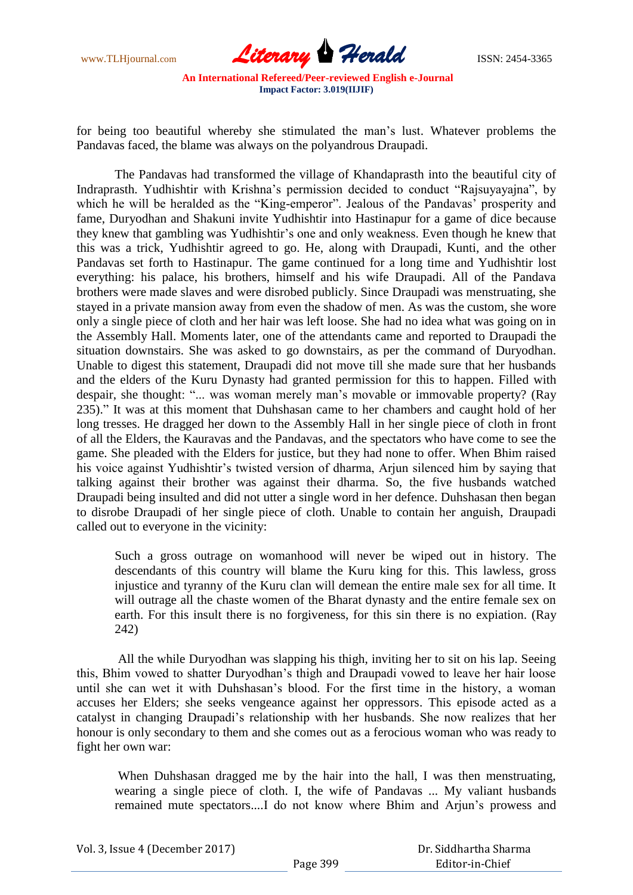for being too beautiful whereby she stimulated the man's lust. Whatever problems the Pandavas faced, the blame was always on the polyandrous Draupadi.

The Pandavas had transformed the village of Khandaprasth into the beautiful city of Indraprasth. Yudhishtir with Krishna's permission decided to conduct "Rajsuyayajna", by which he will be heralded as the "King-emperor". Jealous of the Pandavas' prosperity and fame, Duryodhan and Shakuni invite Yudhishtir into Hastinapur for a game of dice because they knew that gambling was Yudhishtir's one and only weakness. Even though he knew that this was a trick, Yudhishtir agreed to go. He, along with Draupadi, Kunti, and the other Pandavas set forth to Hastinapur. The game continued for a long time and Yudhishtir lost everything: his palace, his brothers, himself and his wife Draupadi. All of the Pandava brothers were made slaves and were disrobed publicly. Since Draupadi was menstruating, she stayed in a private mansion away from even the shadow of men. As was the custom, she wore only a single piece of cloth and her hair was left loose. She had no idea what was going on in the Assembly Hall. Moments later, one of the attendants came and reported to Draupadi the situation downstairs. She was asked to go downstairs, as per the command of Duryodhan. Unable to digest this statement, Draupadi did not move till she made sure that her husbands and the elders of the Kuru Dynasty had granted permission for this to happen. Filled with despair, she thought: "... was woman merely man's movable or immovable property? (Ray 235)." It was at this moment that Duhshasan came to her chambers and caught hold of her long tresses. He dragged her down to the Assembly Hall in her single piece of cloth in front of all the Elders, the Kauravas and the Pandavas, and the spectators who have come to see the game. She pleaded with the Elders for justice, but they had none to offer. When Bhim raised his voice against Yudhishtir's twisted version of dharma, Arjun silenced him by saying that talking against their brother was against their dharma. So, the five husbands watched Draupadi being insulted and did not utter a single word in her defence. Duhshasan then began to disrobe Draupadi of her single piece of cloth. Unable to contain her anguish, Draupadi called out to everyone in the vicinity:

> Such a gross outrage on womanhood will never be wiped out in history. The descendants of this country will blame the Kuru king for this. This lawless, gross injustice and tyranny of the Kuru clan will demean the entire male sex for all time. It will outrage all the chaste women of the Bharat dynasty and the entire female sex on earth. For this insult there is no forgiveness, for this sin there is no expiation. (Ray 242)

All the while Duryodhan was slapping his thigh, inviting her to sit on his lap. Seeing this, Bhim vowed to shatter Duryodhan's thigh and Draupadi vowed to leave her hair loose until she can wet it with Duhshasan's blood. For the first time in the history, a woman accuses her Elders; she seeks vengeance against her oppressors. This episode acted as a catalyst in changing Draupadi's relationship with her husbands. She now realizes that her honour is only secondary to them and she comes out as a ferocious woman who was ready to fight her own war:

> When Duhshasan dragged me by the hair into the hall, I was then menstruating, wearing a single piece of cloth. I, the wife of Pandavas ... My valiant husbands remained mute spectators....I do not know where Bhim and Arjun's prowess and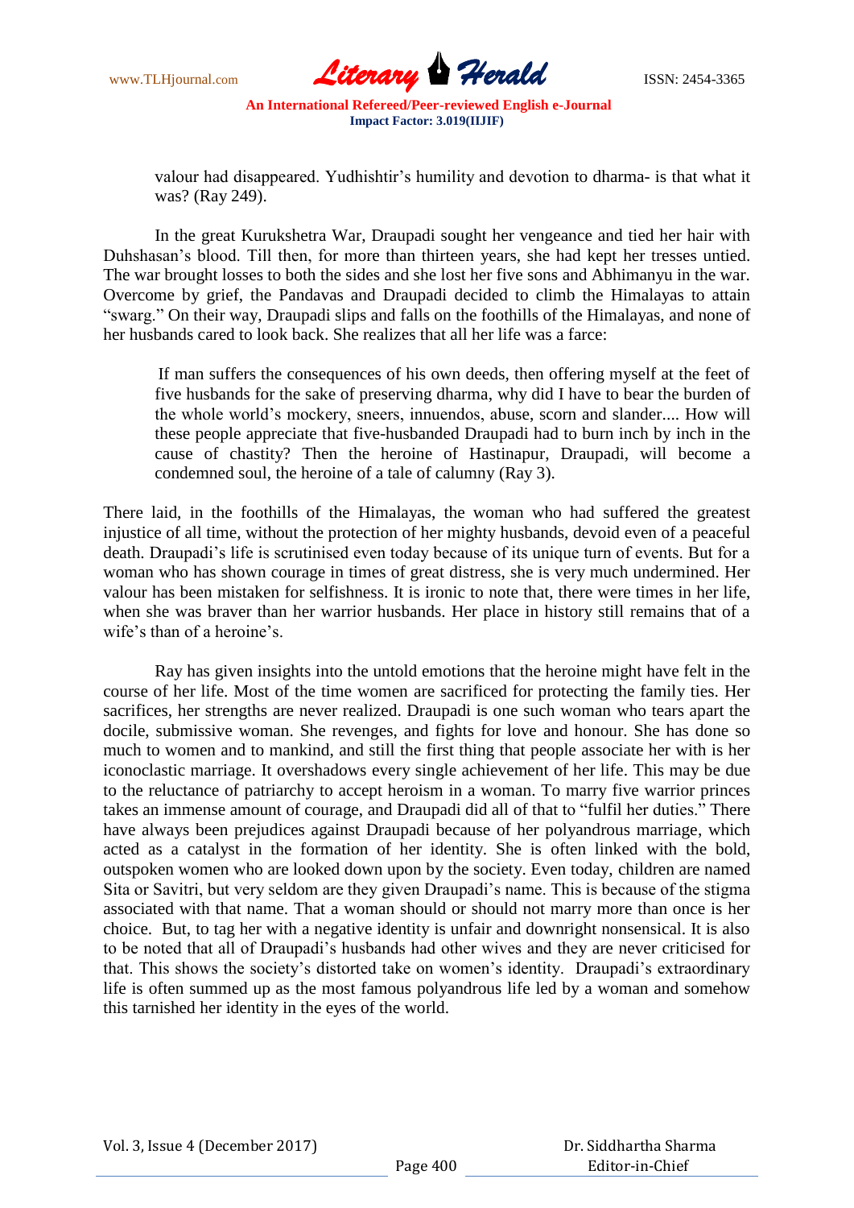> valour had disappeared. Yudhishtir's humility and devotion to dharma- is that what it was? (Ray 249).

In the great Kurukshetra War, Draupadi sought her vengeance and tied her hair with Duhshasan's blood. Till then, for more than thirteen years, she had kept her tresses untied. The war brought losses to both the sides and she lost her five sons and Abhimanyu in the war. Overcome by grief, the Pandavas and Draupadi decided to climb the Himalayas to attain "swarg." On their way, Draupadi slips and falls on the foothills of the Himalayas, and none of her husbands cared to look back. She realizes that all her life was a farce:

> If man suffers the consequences of his own deeds, then offering myself at the feet of five husbands for the sake of preserving dharma, why did I have to bear the burden of the whole world's mockery, sneers, innuendos, abuse, scorn and slander.... How will these people appreciate that five-husbanded Draupadi had to burn inch by inch in the cause of chastity? Then the heroine of Hastinapur, Draupadi, will become a condemned soul, the heroine of a tale of calumny (Ray 3).

There laid, in the foothills of the Himalayas, the woman who had suffered the greatest injustice of all time, without the protection of her mighty husbands, devoid even of a peaceful death. Draupadi's life is scrutinised even today because of its unique turn of events. But for a woman who has shown courage in times of great distress, she is very much undermined. Her valour has been mistaken for selfishness. It is ironic to note that, there were times in her life, when she was braver than her warrior husbands. Her place in history still remains that of a wife's than of a heroine's.

Ray has given insights into the untold emotions that the heroine might have felt in the course of her life. Most of the time women are sacrificed for protecting the family ties. Her sacrifices, her strengths are never realized. Draupadi is one such woman who tears apart the docile, submissive woman. She revenges, and fights for love and honour. She has done so much to women and to mankind, and still the first thing that people associate her with is her iconoclastic marriage. It overshadows every single achievement of her life. This may be due to the reluctance of patriarchy to accept heroism in a woman. To marry five warrior princes takes an immense amount of courage, and Draupadi did all of that to "fulfil her duties." There have always been prejudices against Draupadi because of her polyandrous marriage, which acted as a catalyst in the formation of her identity. She is often linked with the bold, outspoken women who are looked down upon by the society. Even today, children are named Sita or Savitri, but very seldom are they given Draupadi's name. This is because of the stigma associated with that name. That a woman should or should not marry more than once is her choice. But, to tag her with a negative identity is unfair and downright nonsensical. It is also to be noted that all of Draupadi's husbands had other wives and they are never criticised for that. This shows the society's distorted take on women's identity. Draupadi's extraordinary life is often summed up as the most famous polyandrous life led by a woman and somehow this tarnished her identity in the eyes of the world.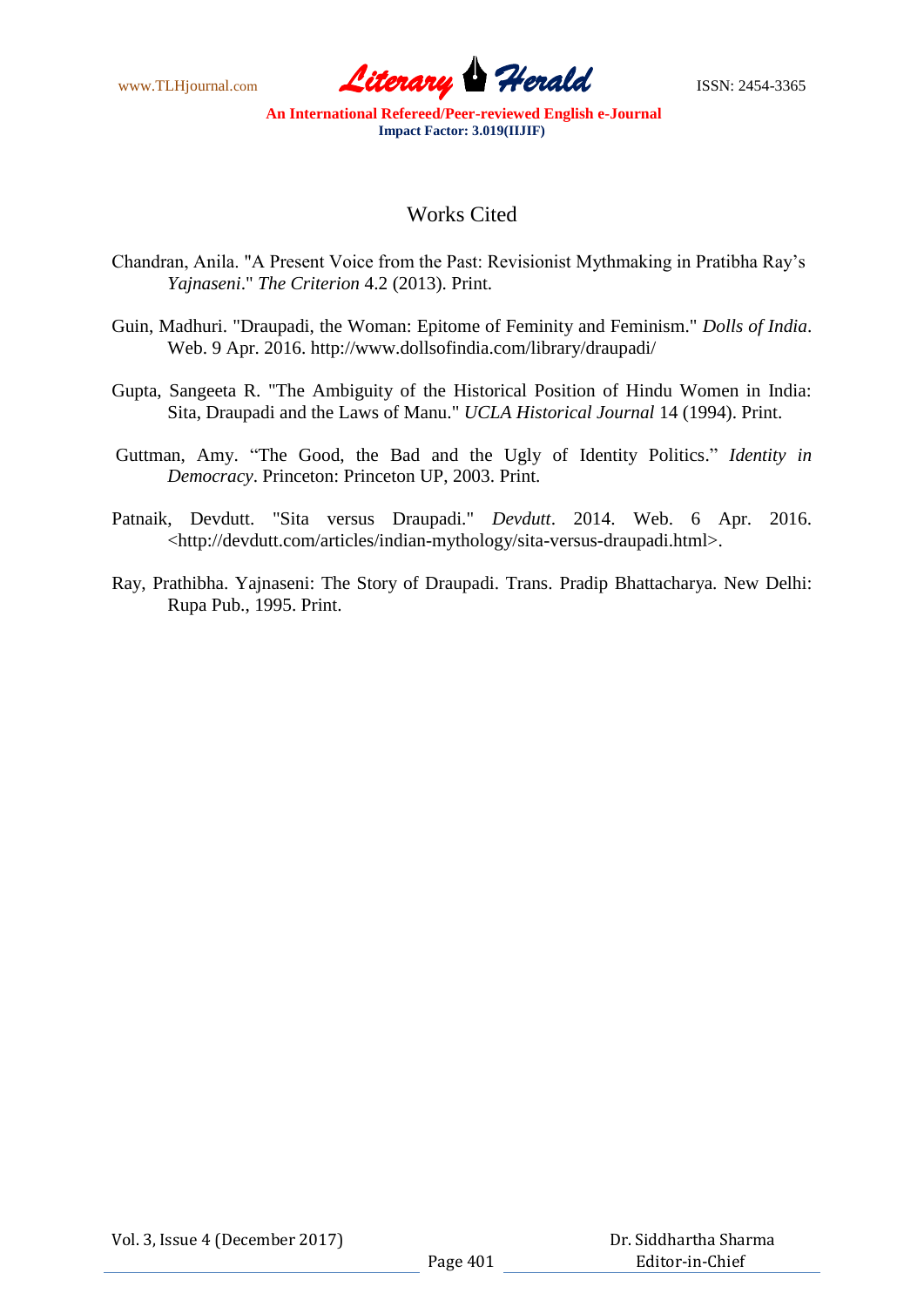# Works Cited

Chandran, Anila. "A Present Voice from the Past: Revisionist Mythmaking in Pratibha Ray's *Yajnaseni*." *The Criterion* 4.2 (2013). Print.

Guin, Madhuri. "Draupadi, the Woman: Epitome of Feminity and Feminism." *Dolls of India*. Web. 9 Apr. 2016. http://www.dollsofindia.com/library/draupadi/

Gupta, Sangeeta R. "The Ambiguity of the Historical Position of Hindu Women in India: Sita, Draupadi and the Laws of Manu." *UCLA Historical Journal* 14 (1994). Print.

Guttman, Amy. "The Good, the Bad and the Ugly of Identity Politics." *Identity in Democracy*. Princeton: Princeton UP, 2003. Print.

Patnaik, Devdutt. "Sita versus Draupadi." *Devdutt*. 2014. Web. 6 Apr. 2016. <http://devdutt.com/articles/indian-mythology/sita-versus-draupadi.html>.

Ray, Prathibha. Yajnaseni: The Story of Draupadi. Trans. Pradip Bhattacharya. New Delhi: Rupa Pub., 1995. Print.